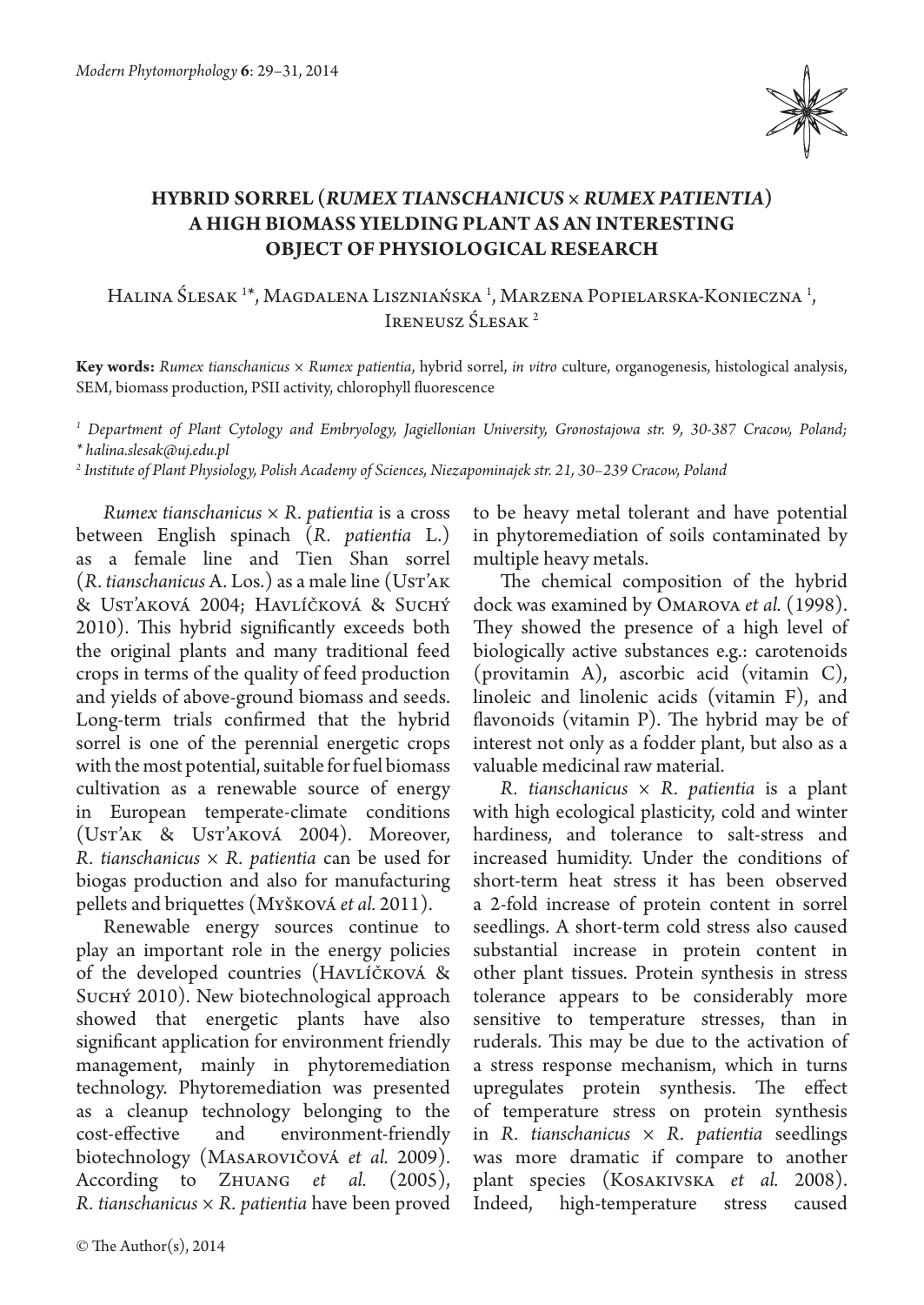# HYBRID SORREL (*RUMEX TIANSCHANICUS* × *RUMEX PATIENTIA*) A HIGH BIOMASS YIELDING PLANT AS AN INTERESTING OBJECT OF PHYSIOLOGICAL RESEARCH

Halina Ślesak [1]*, Magdalena Lisznianska [1], Marzena Popielarska-Konieczna [1], Ireneusz Ślesak [2]

**Key words:** *Rumex tianschanicus* × *Rumex patientia*, hybrid sorrel, *in vitro* culture, organogenesis, histological analysis, SEM, biomass production, PSII activity, chlorophyll fluorescence

[1] Department of Plant Cytology and Embryology, Jagiellonian University, Gronostajowa str. 9, 30-387 Cracow, Poland; * halina.slesak@uj.edu.pl

[2] Institute of Plant Physiology, Polish Academy of Sciences, Niezapominajek str. 21, 30–239 Cracow, Poland

*Rumex tianschanicus* × *R. patientia* is a cross between English spinach (*R. patientia* L.) as a female line and Tien Shan sorrel (*R. tianschanicus* A. Los.) as a male line (Usťak & Usťaková 2004; Havlíčková & Suchý 2010). This hybrid significantly exceeds both the original plants and many traditional feed crops in terms of the quality of feed production and yields of above-ground biomass and seeds. Long-term trials confirmed that the hybrid sorrel is one of the perennial energetic crops with the most potential, suitable for fuel biomass cultivation as a renewable source of energy in European temperate-climate conditions (Usťak & Usťaková 2004). Moreover, *R. tianschanicus* × *R. patientia* can be used for biogas production and also for manufacturing pellets and briquettes (Myšková *et al.* 2011).

Renewable energy sources continue to play an important role in the energy policies of the developed countries (Havlíčková & Suchý 2010). New biotechnological approach showed that energetic plants have also significant application for environment friendly management, mainly in phytoremediation technology. Phytoremediation was presented as a cleanup technology belonging to the cost-effective and environment-friendly biotechnology (Masarovičová *et al.* 2009). According to Zhuang *et al.* (2005), *R. tianschanicus* × *R. patientia* have been proved to be heavy metal tolerant and have potential in phytoremediation of soils contaminated by multiple heavy metals.

The chemical composition of the hybrid dock was examined by Omarova *et al.* (1998). They showed the presence of a high level of biologically active substances e.g.: carotenoids (provitamin A), ascorbic acid (vitamin C), linoleic and linolenic acids (vitamin F), and flavonoids (vitamin P). The hybrid may be of interest not only as a fodder plant, but also as a valuable medicinal raw material.

*R. tianschanicus* × *R. patientia* is a plant with high ecological plasticity, cold and winter hardiness, and tolerance to salt-stress and increased humidity. Under the conditions of short-term heat stress it has been observed a 2-fold increase of protein content in sorrel seedlings. A short-term cold stress also caused substantial increase in protein content in other plant tissues. Protein synthesis in stress tolerance appears to be considerably more sensitive to temperature stresses, than in ruderals. This may be due to the activation of a stress response mechanism, which in turns upregulates protein synthesis. The effect of temperature stress on protein synthesis in *R. tianschanicus* × *R. patientia* seedlings was more dramatic if compare to another plant species (Kosakivska *et al.* 2008). Indeed, high-temperature stress caused

© The Author(s), 2014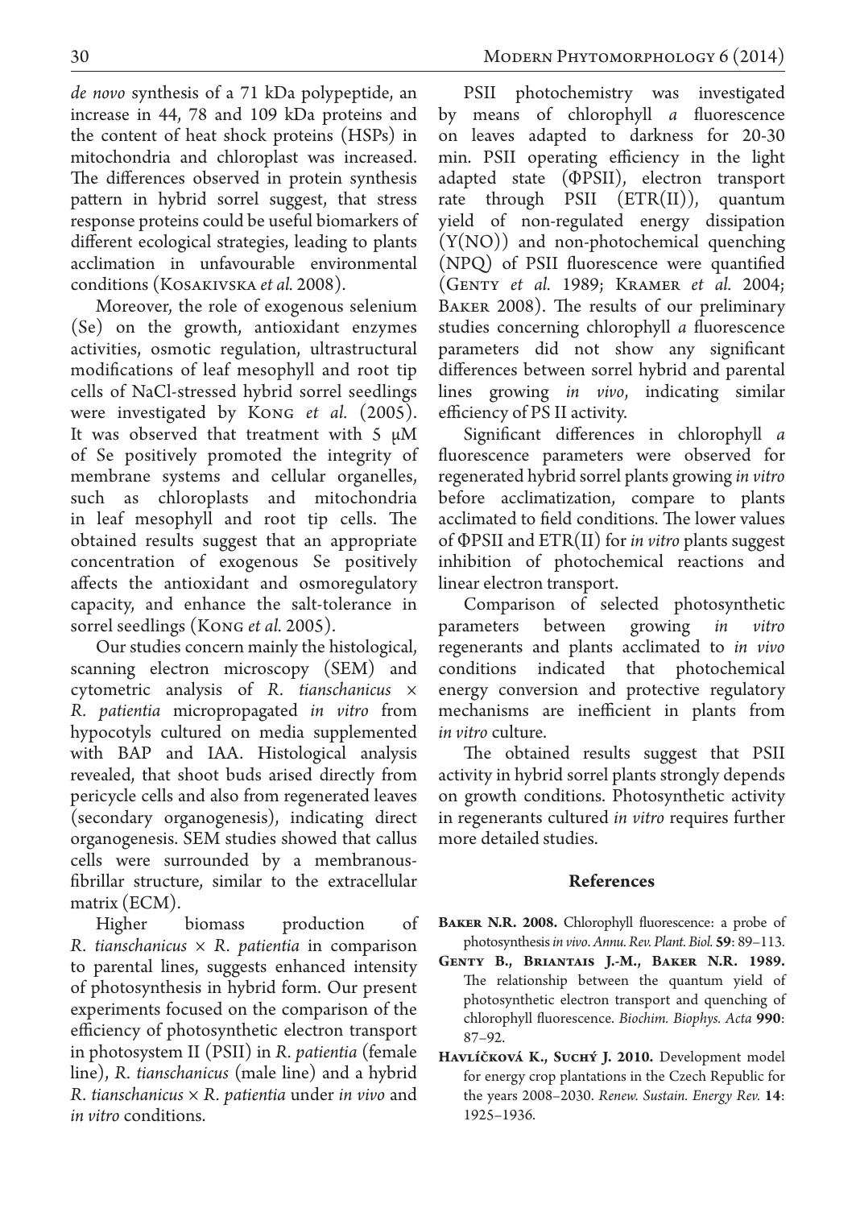*de novo* synthesis of a 71 kDa polypeptide, an increase in 44, 78 and 109 kDa proteins and the content of heat shock proteins (HSPs) in mitochondria and chloroplast was increased. The differences observed in protein synthesis pattern in hybrid sorrel suggest, that stress response proteins could be useful biomarkers of different ecological strategies, leading to plants acclimation in unfavourable environmental conditions (Kosakivska *et al.* 2008).

Moreover, the role of exogenous selenium (Se) on the growth, antioxidant enzymes activities, osmotic regulation, ultrastructural modifications of leaf mesophyll and root tip cells of NaCl-stressed hybrid sorrel seedlings were investigated by Kong *et al.* (2005). It was observed that treatment with 5 μM of Se positively promoted the integrity of membrane systems and cellular organelles, such as chloroplasts and mitochondria in leaf mesophyll and root tip cells. The obtained results suggest that an appropriate concentration of exogenous Se positively affects the antioxidant and osmoregulatory capacity, and enhance the salt-tolerance in sorrel seedlings (Kong *et al.* 2005).

Our studies concern mainly the histological, scanning electron microscopy (SEM) and cytometric analysis of *R. tianschanicus* × *R. patientia* micropropagated *in vitro* from hypocotyls cultured on media supplemented with BAP and IAA. Histological analysis revealed, that shoot buds arised directly from pericycle cells and also from regenerated leaves (secondary organogenesis), indicating direct organogenesis. SEM studies showed that callus cells were surrounded by a membranous-fibrillar structure, similar to the extracellular matrix (ECM).

Higher biomass production of *R. tianschanicus* × *R. patientia* in comparison to parental lines, suggests enhanced intensity of photosynthesis in hybrid form. Our present experiments focused on the comparison of the efficiency of photosynthetic electron transport in photosystem II (PSII) in *R. patientia* (female line), *R. tianschanicus* (male line) and a hybrid *R. tianschanicus* × *R. patientia* under *in vivo* and *in vitro* conditions.

PSII photochemistry was investigated by means of chlorophyll *a* fluorescence on leaves adapted to darkness for 20-30 min. PSII operating efficiency in the light adapted state (ΦPSII), electron transport rate through PSII (ETR(II)), quantum yield of non-regulated energy dissipation (Y(NO)) and non-photochemical quenching (NPQ) of PSII fluorescence were quantified (Genty *et al.* 1989; Kramer *et al.* 2004; Baker 2008). The results of our preliminary studies concerning chlorophyll *a* fluorescence parameters did not show any significant differences between sorrel hybrid and parental lines growing *in vivo*, indicating similar efficiency of PS II activity.

Significant differences in chlorophyll *a* fluorescence parameters were observed for regenerated hybrid sorrel plants growing *in vitro* before acclimatization, compare to plants acclimated to field conditions. The lower values of ΦPSII and ETR(II) for *in vitro* plants suggest inhibition of photochemical reactions and linear electron transport.

Comparison of selected photosynthetic parameters between growing *in vitro* regenerants and plants acclimated to *in vivo* conditions indicated that photochemical energy conversion and protective regulatory mechanisms are inefficient in plants from *in vitro* culture.

The obtained results suggest that PSII activity in hybrid sorrel plants strongly depends on growth conditions. Photosynthetic activity in regenerants cultured *in vitro* requires further more detailed studies.

## References

**Baker N.R. 2008.** Chlorophyll fluorescence: a probe of photosynthesis *in vivo*. *Annu. Rev. Plant. Biol.* **59**: 89–113.

**Genty B., Briantais J.-M., Baker N.R. 1989.** The relationship between the quantum yield of photosynthetic electron transport and quenching of chlorophyll fluorescence. *Biochim. Biophys. Acta* **990**: 87–92.

**Havlíčková K., Suchý J. 2010.** Development model for energy crop plantations in the Czech Republic for the years 2008–2030. *Renew. Sustain. Energy Rev.* **14**: 1925–1936.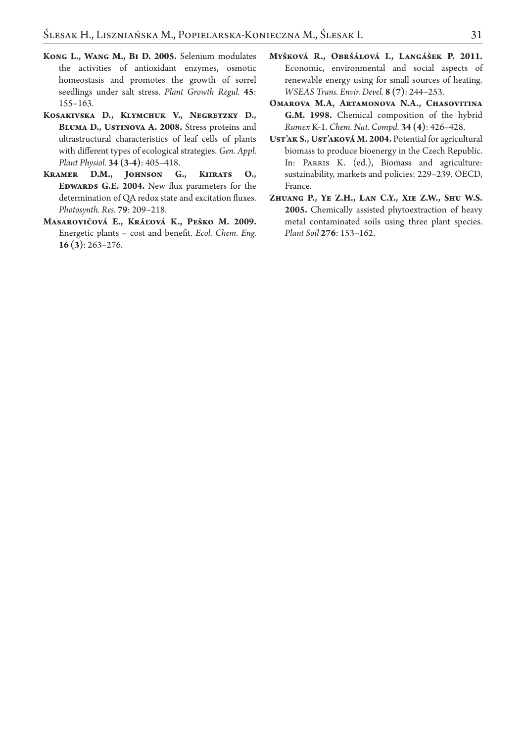**Kong L., Wang M., Bi D. 2005.** Selenium modulates the activities of antioxidant enzymes, osmotic homeostasis and promotes the growth of sorrel seedlings under salt stress. *Plant Growth Regul.* **45**: 155–163.

**Kosakivska D., Klymchuk V., Negretzky D., Bluma D., Ustinova A. 2008.** Stress proteins and ultrastructural characteristics of leaf cells of plants with different types of ecological strategies. *Gen. Appl. Plant Physiol.* **34 (3-4)**: 405–418.

**Kramer D.M., Johnson G., Kiirats O., Edwards G.E. 2004.** New flux parameters for the determination of QA redox state and excitation fluxes. *Photosynth. Res.* **79**: 209–218.

**Masarovičová E., Kráľová K., Peško M. 2009.** Energetic plants – cost and benefit. *Ecol. Chem. Eng.* **16 (3)**: 263–276.

**Myšková R., Obršálová I., Langášek P. 2011.** Economic, environmental and social aspects of renewable energy using for small sources of heating. *WSEAS Trans. Envir. Devel.* **8 (7)**: 244–253.

**Omarova M.A, Artamonova N.A., Chasovitina G.M. 1998.** Chemical composition of the hybrid *Rumex* K-1. *Chem. Nat. Compd.* **34 (4)**: 426–428.

**Usťak S., Usťaková M. 2004.** Potential for agricultural biomass to produce bioenergy in the Czech Republic. In: Parris K. (ed.), Biomass and agriculture: sustainability, markets and policies: 229–239. OECD, France.

**Zhuang P., Ye Z.H., Lan C.Y., Xie Z.W., Shu W.S. 2005.** Chemically assisted phytoextraction of heavy metal contaminated soils using three plant species. *Plant Soil* **276**: 153–162.